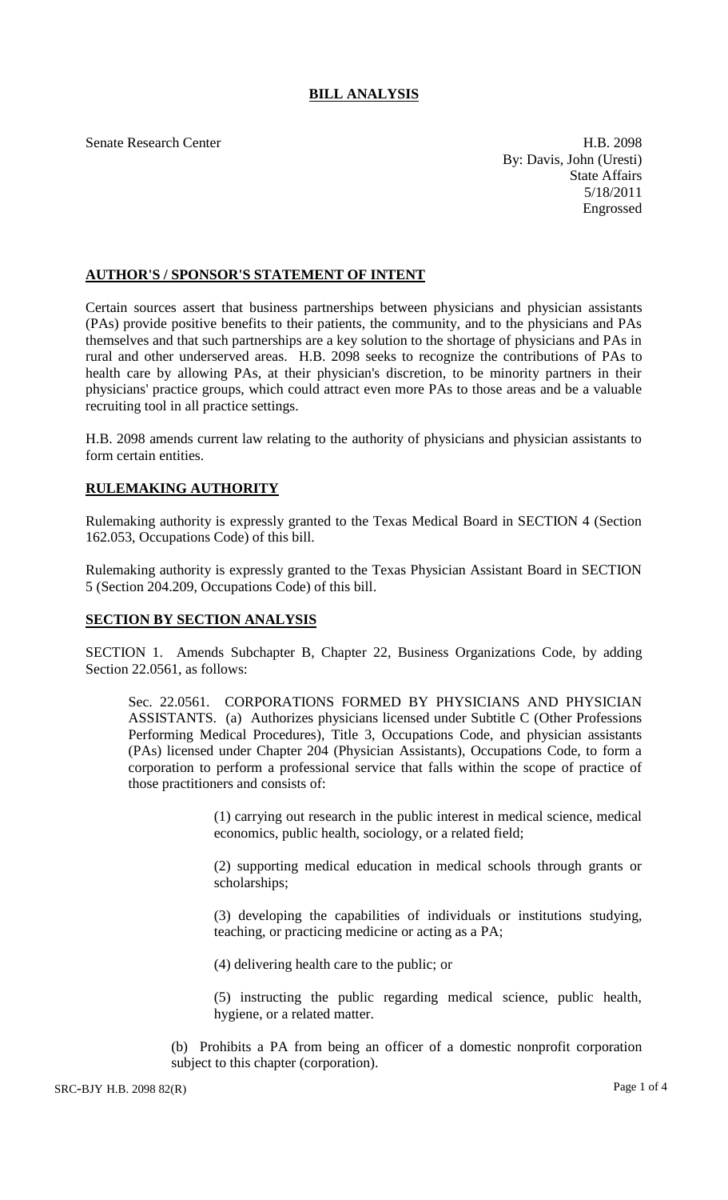# BILL ANALYSIS

Senate Research Center

H.B. 2098
By: Davis, John (Uresti)
State Affairs
5/18/2011
Engrossed

## AUTHOR'S / SPONSOR'S STATEMENT OF INTENT

Certain sources assert that business partnerships between physicians and physician assistants (PAs) provide positive benefits to their patients, the community, and to the physicians and PAs themselves and that such partnerships are a key solution to the shortage of physicians and PAs in rural and other underserved areas. H.B. 2098 seeks to recognize the contributions of PAs to health care by allowing PAs, at their physician's discretion, to be minority partners in their physicians' practice groups, which could attract even more PAs to those areas and be a valuable recruiting tool in all practice settings.

H.B. 2098 amends current law relating to the authority of physicians and physician assistants to form certain entities.

## RULEMAKING AUTHORITY

Rulemaking authority is expressly granted to the Texas Medical Board in SECTION 4 (Section 162.053, Occupations Code) of this bill.

Rulemaking authority is expressly granted to the Texas Physician Assistant Board in SECTION 5 (Section 204.209, Occupations Code) of this bill.

## SECTION BY SECTION ANALYSIS

SECTION 1. Amends Subchapter B, Chapter 22, Business Organizations Code, by adding Section 22.0561, as follows:

Sec. 22.0561. CORPORATIONS FORMED BY PHYSICIANS AND PHYSICIAN ASSISTANTS. (a) Authorizes physicians licensed under Subtitle C (Other Professions Performing Medical Procedures), Title 3, Occupations Code, and physician assistants (PAs) licensed under Chapter 204 (Physician Assistants), Occupations Code, to form a corporation to perform a professional service that falls within the scope of practice of those practitioners and consists of:

(1) carrying out research in the public interest in medical science, medical economics, public health, sociology, or a related field;

(2) supporting medical education in medical schools through grants or scholarships;

(3) developing the capabilities of individuals or institutions studying, teaching, or practicing medicine or acting as a PA;

(4) delivering health care to the public; or

(5) instructing the public regarding medical science, public health, hygiene, or a related matter.

(b) Prohibits a PA from being an officer of a domestic nonprofit corporation subject to this chapter (corporation).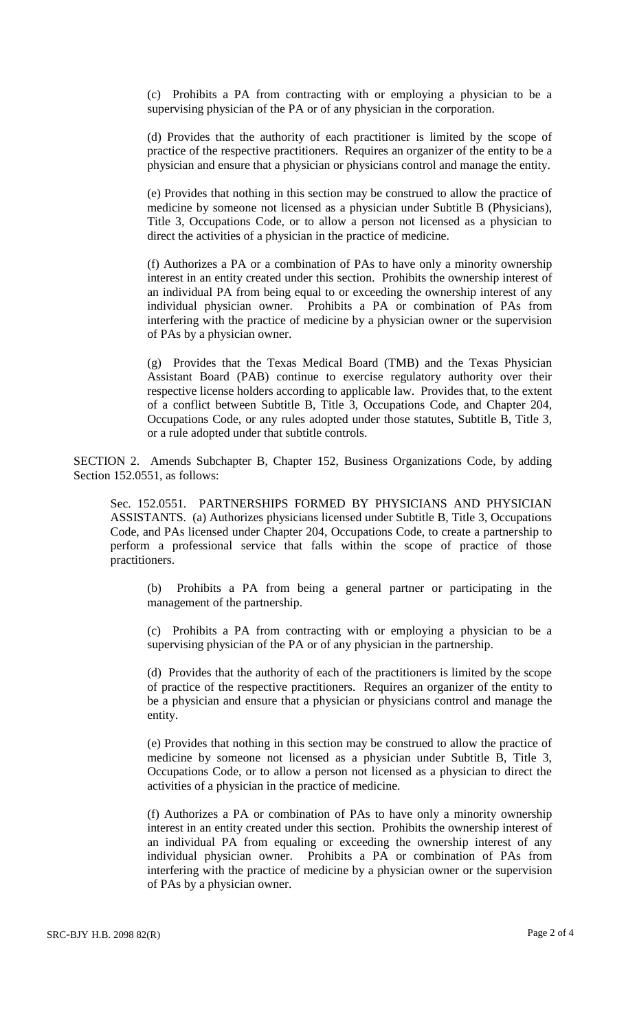(c) Prohibits a PA from contracting with or employing a physician to be a supervising physician of the PA or of any physician in the corporation.

(d) Provides that the authority of each practitioner is limited by the scope of practice of the respective practitioners. Requires an organizer of the entity to be a physician and ensure that a physician or physicians control and manage the entity.

(e) Provides that nothing in this section may be construed to allow the practice of medicine by someone not licensed as a physician under Subtitle B (Physicians), Title 3, Occupations Code, or to allow a person not licensed as a physician to direct the activities of a physician in the practice of medicine.

(f) Authorizes a PA or a combination of PAs to have only a minority ownership interest in an entity created under this section. Prohibits the ownership interest of an individual PA from being equal to or exceeding the ownership interest of any individual physician owner. Prohibits a PA or combination of PAs from interfering with the practice of medicine by a physician owner or the supervision of PAs by a physician owner.

(g) Provides that the Texas Medical Board (TMB) and the Texas Physician Assistant Board (PAB) continue to exercise regulatory authority over their respective license holders according to applicable law. Provides that, to the extent of a conflict between Subtitle B, Title 3, Occupations Code, and Chapter 204, Occupations Code, or any rules adopted under those statutes, Subtitle B, Title 3, or a rule adopted under that subtitle controls.

SECTION 2. Amends Subchapter B, Chapter 152, Business Organizations Code, by adding Section 152.0551, as follows:

Sec. 152.0551. PARTNERSHIPS FORMED BY PHYSICIANS AND PHYSICIAN ASSISTANTS. (a) Authorizes physicians licensed under Subtitle B, Title 3, Occupations Code, and PAs licensed under Chapter 204, Occupations Code, to create a partnership to perform a professional service that falls within the scope of practice of those practitioners.

(b) Prohibits a PA from being a general partner or participating in the management of the partnership.

(c) Prohibits a PA from contracting with or employing a physician to be a supervising physician of the PA or of any physician in the partnership.

(d) Provides that the authority of each of the practitioners is limited by the scope of practice of the respective practitioners. Requires an organizer of the entity to be a physician and ensure that a physician or physicians control and manage the entity.

(e) Provides that nothing in this section may be construed to allow the practice of medicine by someone not licensed as a physician under Subtitle B, Title 3, Occupations Code, or to allow a person not licensed as a physician to direct the activities of a physician in the practice of medicine.

(f) Authorizes a PA or combination of PAs to have only a minority ownership interest in an entity created under this section. Prohibits the ownership interest of an individual PA from equaling or exceeding the ownership interest of any individual physician owner. Prohibits a PA or combination of PAs from interfering with the practice of medicine by a physician owner or the supervision of PAs by a physician owner.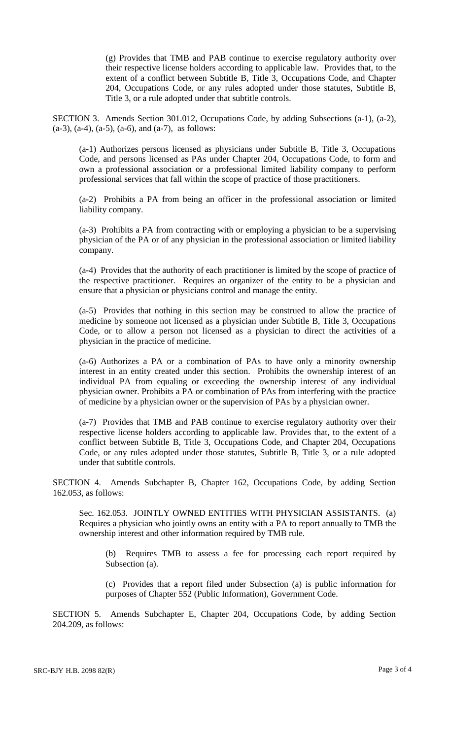(g) Provides that TMB and PAB continue to exercise regulatory authority over their respective license holders according to applicable law. Provides that, to the extent of a conflict between Subtitle B, Title 3, Occupations Code, and Chapter 204, Occupations Code, or any rules adopted under those statutes, Subtitle B, Title 3, or a rule adopted under that subtitle controls.

SECTION 3. Amends Section 301.012, Occupations Code, by adding Subsections (a-1), (a-2), (a-3), (a-4), (a-5), (a-6), and (a-7), as follows:

(a-1) Authorizes persons licensed as physicians under Subtitle B, Title 3, Occupations Code, and persons licensed as PAs under Chapter 204, Occupations Code, to form and own a professional association or a professional limited liability company to perform professional services that fall within the scope of practice of those practitioners.

(a-2) Prohibits a PA from being an officer in the professional association or limited liability company.

(a-3) Prohibits a PA from contracting with or employing a physician to be a supervising physician of the PA or of any physician in the professional association or limited liability company.

(a-4) Provides that the authority of each practitioner is limited by the scope of practice of the respective practitioner. Requires an organizer of the entity to be a physician and ensure that a physician or physicians control and manage the entity.

(a-5) Provides that nothing in this section may be construed to allow the practice of medicine by someone not licensed as a physician under Subtitle B, Title 3, Occupations Code, or to allow a person not licensed as a physician to direct the activities of a physician in the practice of medicine.

(a-6) Authorizes a PA or a combination of PAs to have only a minority ownership interest in an entity created under this section. Prohibits the ownership interest of an individual PA from equaling or exceeding the ownership interest of any individual physician owner. Prohibits a PA or combination of PAs from interfering with the practice of medicine by a physician owner or the supervision of PAs by a physician owner.

(a-7) Provides that TMB and PAB continue to exercise regulatory authority over their respective license holders according to applicable law. Provides that, to the extent of a conflict between Subtitle B, Title 3, Occupations Code, and Chapter 204, Occupations Code, or any rules adopted under those statutes, Subtitle B, Title 3, or a rule adopted under that subtitle controls.

SECTION 4. Amends Subchapter B, Chapter 162, Occupations Code, by adding Section 162.053, as follows:

Sec. 162.053. JOINTLY OWNED ENTITIES WITH PHYSICIAN ASSISTANTS. (a) Requires a physician who jointly owns an entity with a PA to report annually to TMB the ownership interest and other information required by TMB rule.

(b) Requires TMB to assess a fee for processing each report required by Subsection (a).

(c) Provides that a report filed under Subsection (a) is public information for purposes of Chapter 552 (Public Information), Government Code.

SECTION 5. Amends Subchapter E, Chapter 204, Occupations Code, by adding Section 204.209, as follows: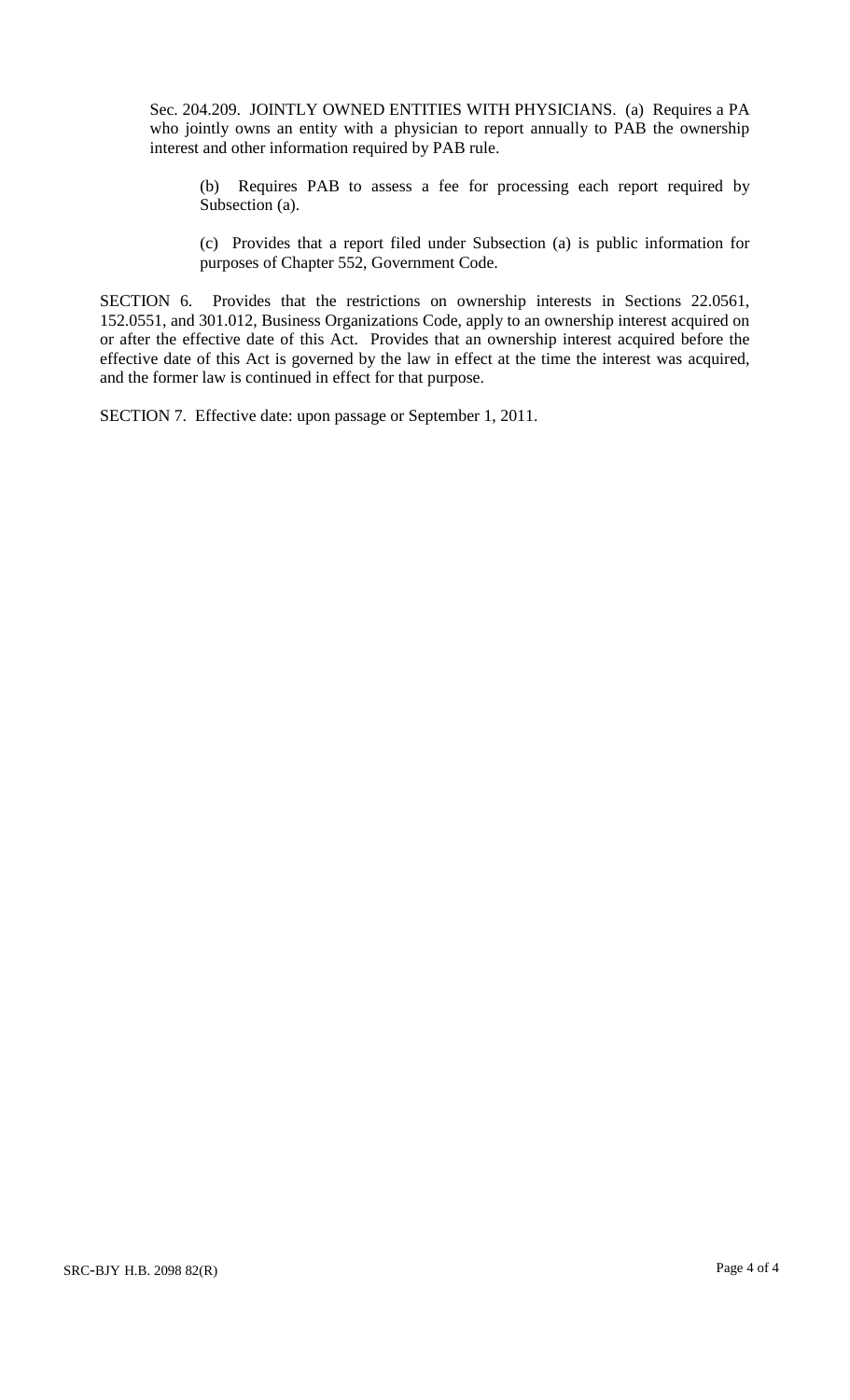Sec. 204.209. JOINTLY OWNED ENTITIES WITH PHYSICIANS. (a) Requires a PA who jointly owns an entity with a physician to report annually to PAB the ownership interest and other information required by PAB rule.

(b) Requires PAB to assess a fee for processing each report required by Subsection (a).

(c) Provides that a report filed under Subsection (a) is public information for purposes of Chapter 552, Government Code.

SECTION 6. Provides that the restrictions on ownership interests in Sections 22.0561, 152.0551, and 301.012, Business Organizations Code, apply to an ownership interest acquired on or after the effective date of this Act. Provides that an ownership interest acquired before the effective date of this Act is governed by the law in effect at the time the interest was acquired, and the former law is continued in effect for that purpose.

SECTION 7. Effective date: upon passage or September 1, 2011.